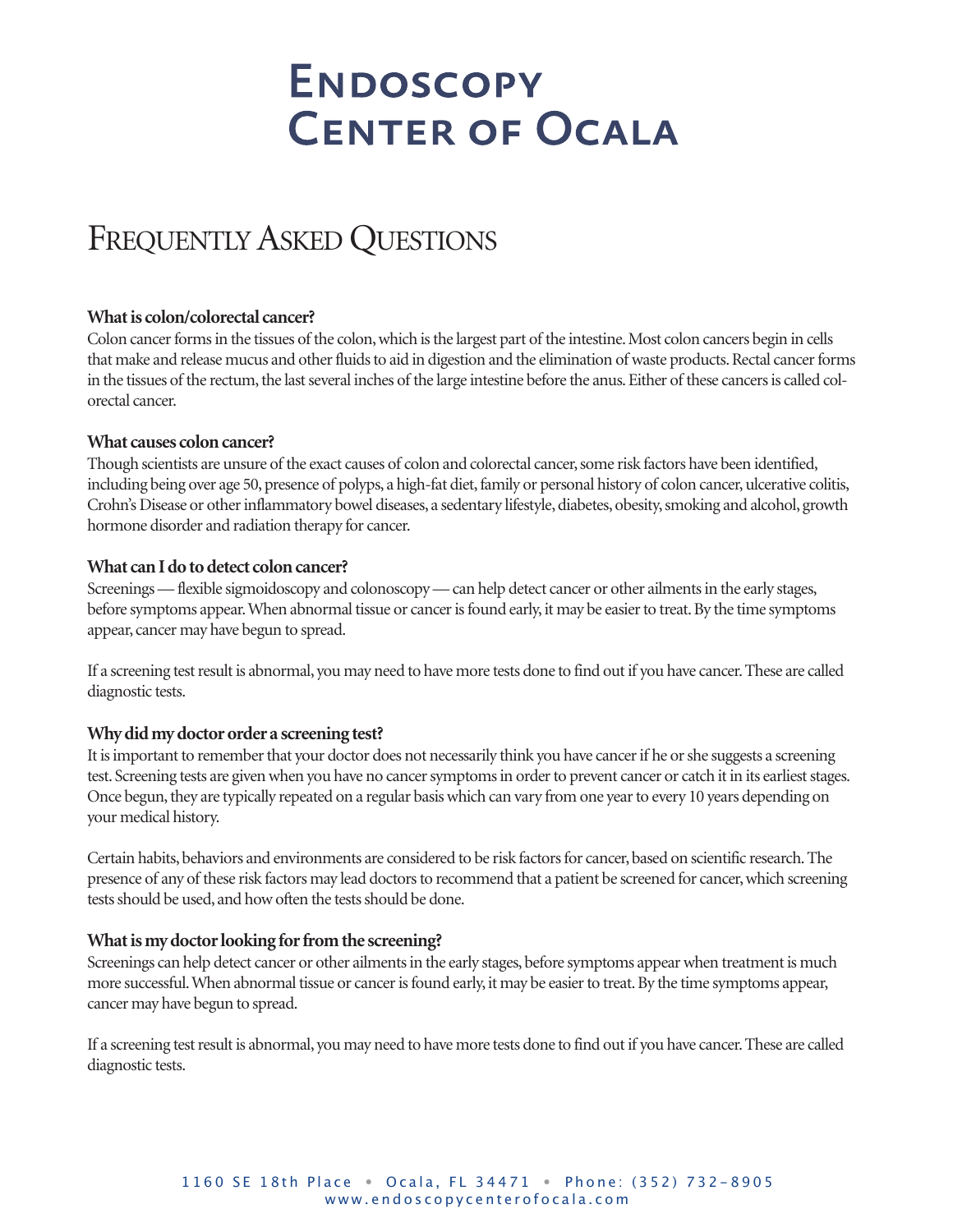# Endoscopy Center of Ocala

## Frequently Asked Questions

**What is colon/colorectal cancer?**

Colon cancer forms in the tissues of the colon, which is the largest part of the intestine. Most colon cancers begin in cells that make and release mucus and other fluids to aid in digestion and the elimination of waste products. Rectal cancer forms in the tissues of the rectum, the last several inches of the large intestine before the anus. Either of these cancers is called colorectal cancer.

**What causes colon cancer?**

Though scientists are unsure of the exact causes of colon and colorectal cancer, some risk factors have been identified, including being over age 50, presence of polyps, a high-fat diet, family or personal history of colon cancer, ulcerative colitis, Crohn's Disease or other inflammatory bowel diseases, a sedentary lifestyle, diabetes, obesity, smoking and alcohol, growth hormone disorder and radiation therapy for cancer.

**What can I do to detect colon cancer?**

Screenings — flexible sigmoidoscopy and colonoscopy — can help detect cancer or other ailments in the early stages, before symptoms appear. When abnormal tissue or cancer is found early, it may be easier to treat. By the time symptoms appear, cancer may have begun to spread.

If a screening test result is abnormal, you may need to have more tests done to find out if you have cancer. These are called diagnostic tests.

**Why did my doctor order a screening test?**

It is important to remember that your doctor does not necessarily think you have cancer if he or she suggests a screening test. Screening tests are given when you have no cancer symptoms in order to prevent cancer or catch it in its earliest stages. Once begun, they are typically repeated on a regular basis which can vary from one year to every 10 years depending on your medical history.

Certain habits, behaviors and environments are considered to be risk factors for cancer, based on scientific research. The presence of any of these risk factors may lead doctors to recommend that a patient be screened for cancer, which screening tests should be used, and how often the tests should be done.

**What is my doctor looking for from the screening?**

Screenings can help detect cancer or other ailments in the early stages, before symptoms appear when treatment is much more successful. When abnormal tissue or cancer is found early, it may be easier to treat. By the time symptoms appear, cancer may have begun to spread.

If a screening test result is abnormal, you may need to have more tests done to find out if you have cancer. These are called diagnostic tests.

1160 SE 18th Place • Ocala, FL 34471 • Phone: (352) 732-8905
www.endoscopycenterofocala.com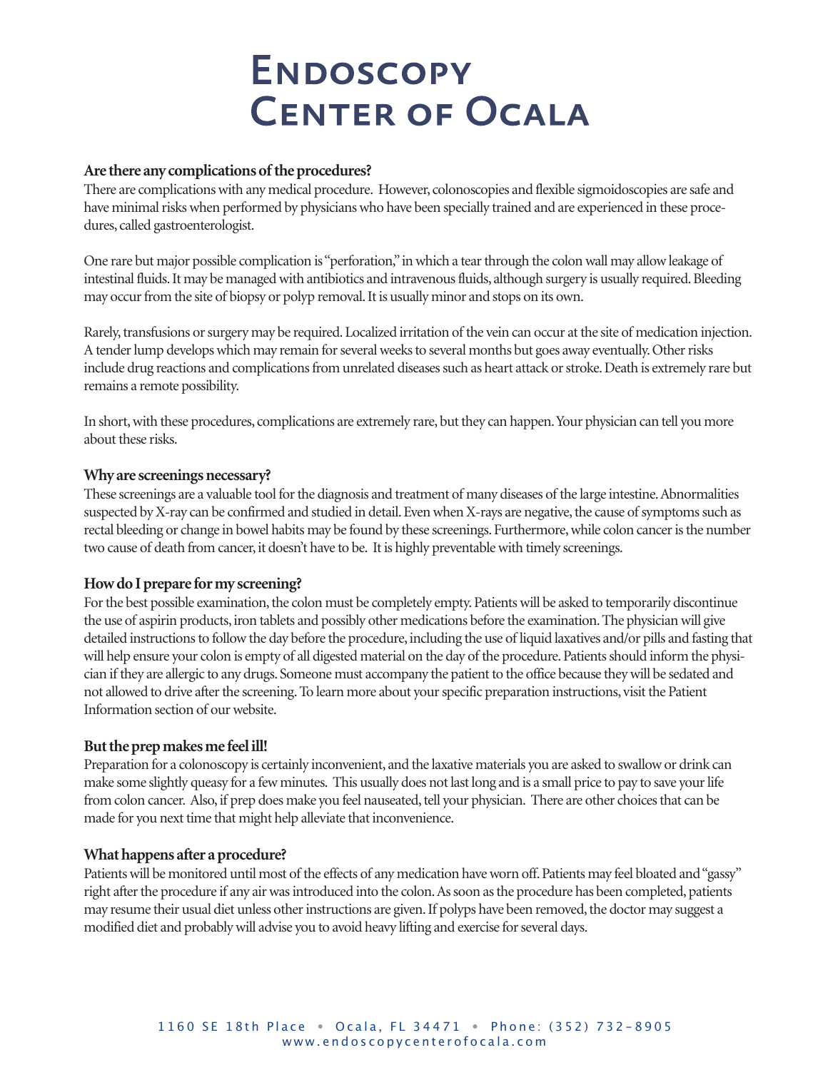# Endoscopy Center of Ocala

**Are there any complications of the procedures?**

There are complications with any medical procedure. However, colonoscopies and flexible sigmoidoscopies are safe and have minimal risks when performed by physicians who have been specially trained and are experienced in these procedures, called gastroenterologist.

One rare but major possible complication is "perforation," in which a tear through the colon wall may allow leakage of intestinal fluids. It may be managed with antibiotics and intravenous fluids, although surgery is usually required. Bleeding may occur from the site of biopsy or polyp removal. It is usually minor and stops on its own.

Rarely, transfusions or surgery may be required. Localized irritation of the vein can occur at the site of medication injection. A tender lump develops which may remain for several weeks to several months but goes away eventually. Other risks include drug reactions and complications from unrelated diseases such as heart attack or stroke. Death is extremely rare but remains a remote possibility.

In short, with these procedures, complications are extremely rare, but they can happen. Your physician can tell you more about these risks.

**Why are screenings necessary?**

These screenings are a valuable tool for the diagnosis and treatment of many diseases of the large intestine. Abnormalities suspected by X-ray can be confirmed and studied in detail. Even when X-rays are negative, the cause of symptoms such as rectal bleeding or change in bowel habits may be found by these screenings. Furthermore, while colon cancer is the number two cause of death from cancer, it doesn't have to be. It is highly preventable with timely screenings.

**How do I prepare for my screening?**

For the best possible examination, the colon must be completely empty. Patients will be asked to temporarily discontinue the use of aspirin products, iron tablets and possibly other medications before the examination. The physician will give detailed instructions to follow the day before the procedure, including the use of liquid laxatives and/or pills and fasting that will help ensure your colon is empty of all digested material on the day of the procedure. Patients should inform the physician if they are allergic to any drugs. Someone must accompany the patient to the office because they will be sedated and not allowed to drive after the screening. To learn more about your specific preparation instructions, visit the Patient Information section of our website.

**But the prep makes me feel ill!**

Preparation for a colonoscopy is certainly inconvenient, and the laxative materials you are asked to swallow or drink can make some slightly queasy for a few minutes. This usually does not last long and is a small price to pay to save your life from colon cancer. Also, if prep does make you feel nauseated, tell your physician. There are other choices that can be made for you next time that might help alleviate that inconvenience.

**What happens after a procedure?**

Patients will be monitored until most of the effects of any medication have worn off. Patients may feel bloated and "gassy" right after the procedure if any air was introduced into the colon. As soon as the procedure has been completed, patients may resume their usual diet unless other instructions are given. If polyps have been removed, the doctor may suggest a modified diet and probably will advise you to avoid heavy lifting and exercise for several days.

1160 SE 18th Place • Ocala, FL 34471 • Phone: (352) 732-8905
www.endoscopycenterofocala.com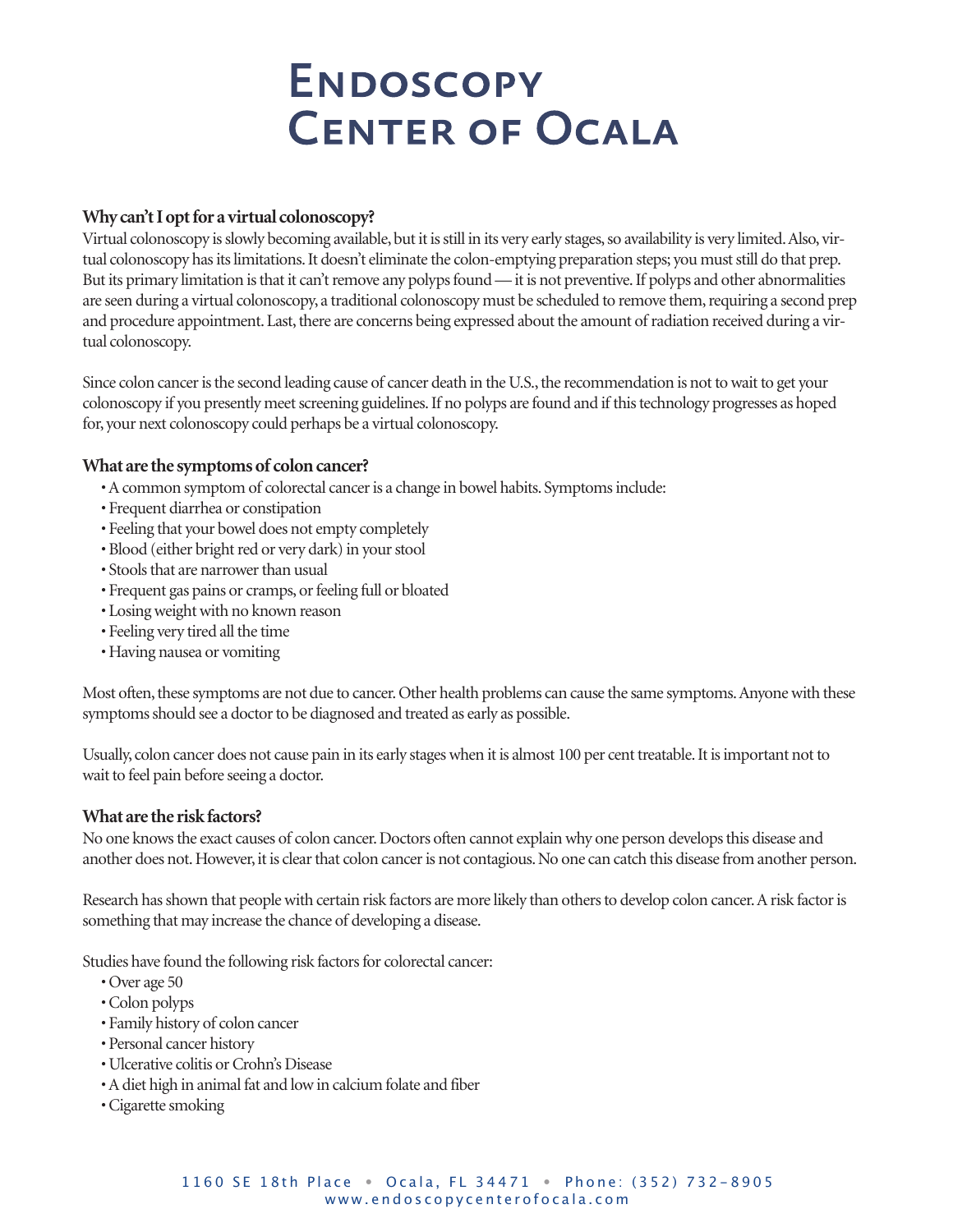# Endoscopy Center of Ocala

**Why can't I opt for a virtual colonoscopy?**

Virtual colonoscopy is slowly becoming available, but it is still in its very early stages, so availability is very limited. Also, virtual colonoscopy has its limitations. It doesn't eliminate the colon-emptying preparation steps; you must still do that prep. But its primary limitation is that it can't remove any polyps found — it is not preventive. If polyps and other abnormalities are seen during a virtual colonoscopy, a traditional colonoscopy must be scheduled to remove them, requiring a second prep and procedure appointment. Last, there are concerns being expressed about the amount of radiation received during a virtual colonoscopy.

Since colon cancer is the second leading cause of cancer death in the U.S., the recommendation is not to wait to get your colonoscopy if you presently meet screening guidelines. If no polyps are found and if this technology progresses as hoped for, your next colonoscopy could perhaps be a virtual colonoscopy.

**What are the symptoms of colon cancer?**

- A common symptom of colorectal cancer is a change in bowel habits. Symptoms include:
- Frequent diarrhea or constipation
- Feeling that your bowel does not empty completely
- Blood (either bright red or very dark) in your stool
- Stools that are narrower than usual
- Frequent gas pains or cramps, or feeling full or bloated
- Losing weight with no known reason
- Feeling very tired all the time
- Having nausea or vomiting

Most often, these symptoms are not due to cancer. Other health problems can cause the same symptoms. Anyone with these symptoms should see a doctor to be diagnosed and treated as early as possible.

Usually, colon cancer does not cause pain in its early stages when it is almost 100 per cent treatable. It is important not to wait to feel pain before seeing a doctor.

**What are the risk factors?**

No one knows the exact causes of colon cancer. Doctors often cannot explain why one person develops this disease and another does not. However, it is clear that colon cancer is not contagious. No one can catch this disease from another person.

Research has shown that people with certain risk factors are more likely than others to develop colon cancer. A risk factor is something that may increase the chance of developing a disease.

Studies have found the following risk factors for colorectal cancer:

- Over age 50
- Colon polyps
- Family history of colon cancer
- Personal cancer history
- Ulcerative colitis or Crohn's Disease
- A diet high in animal fat and low in calcium folate and fiber
- Cigarette smoking

1160 SE 18th Place • Ocala, FL 34471 • Phone: (352) 732-8905
www.endoscopycenterofocala.com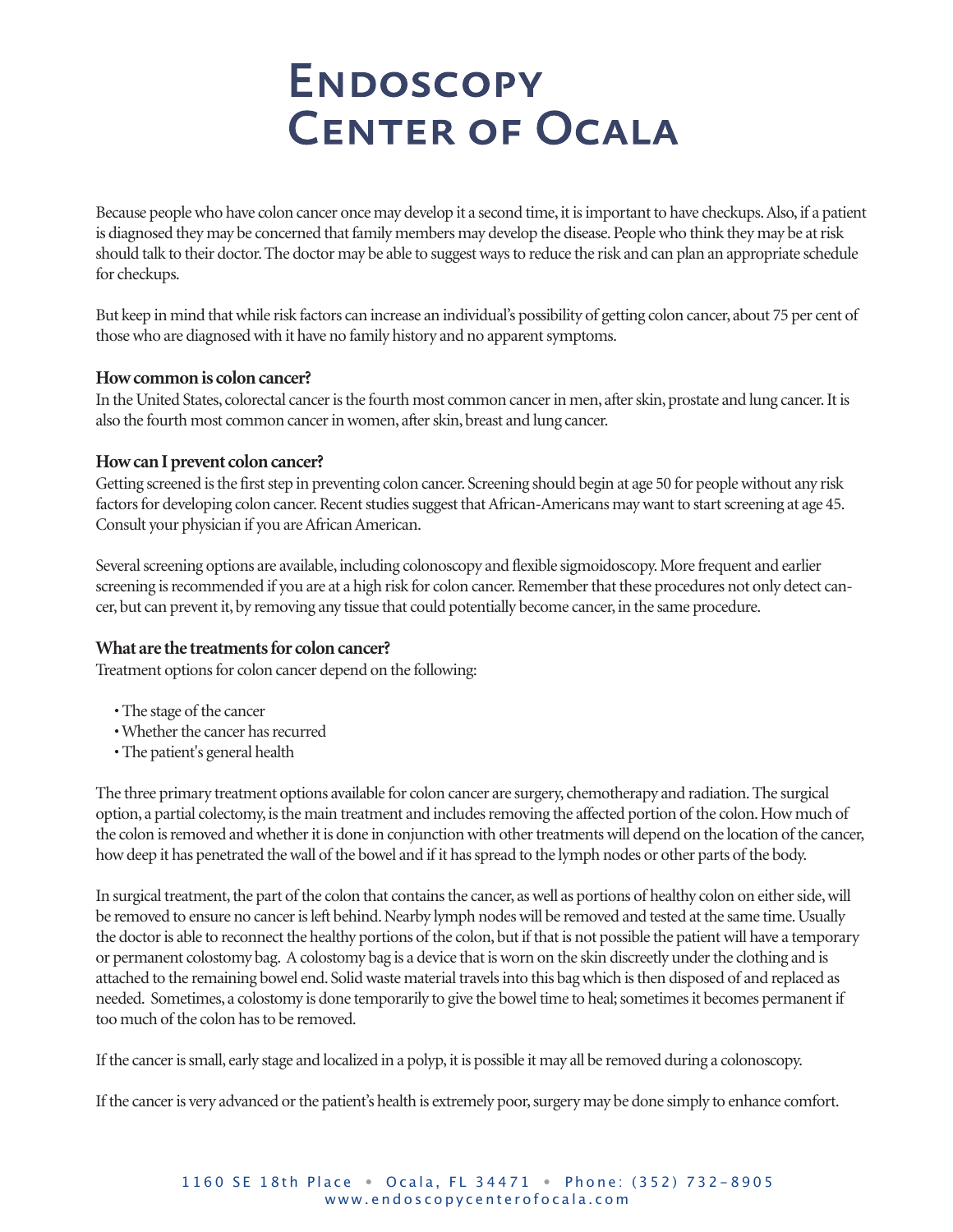# Endoscopy Center of Ocala

Because people who have colon cancer once may develop it a second time, it is important to have checkups. Also, if a patient is diagnosed they may be concerned that family members may develop the disease. People who think they may be at risk should talk to their doctor. The doctor may be able to suggest ways to reduce the risk and can plan an appropriate schedule for checkups.

But keep in mind that while risk factors can increase an individual's possibility of getting colon cancer, about 75 per cent of those who are diagnosed with it have no family history and no apparent symptoms.

**How common is colon cancer?**

In the United States, colorectal cancer is the fourth most common cancer in men, after skin, prostate and lung cancer. It is also the fourth most common cancer in women, after skin, breast and lung cancer.

**How can I prevent colon cancer?**

Getting screened is the first step in preventing colon cancer. Screening should begin at age 50 for people without any risk factors for developing colon cancer. Recent studies suggest that African-Americans may want to start screening at age 45. Consult your physician if you are African American.

Several screening options are available, including colonoscopy and flexible sigmoidoscopy. More frequent and earlier screening is recommended if you are at a high risk for colon cancer. Remember that these procedures not only detect cancer, but can prevent it, by removing any tissue that could potentially become cancer, in the same procedure.

**What are the treatments for colon cancer?**

Treatment options for colon cancer depend on the following:

- The stage of the cancer
- Whether the cancer has recurred
- The patient's general health

The three primary treatment options available for colon cancer are surgery, chemotherapy and radiation. The surgical option, a partial colectomy, is the main treatment and includes removing the affected portion of the colon. How much of the colon is removed and whether it is done in conjunction with other treatments will depend on the location of the cancer, how deep it has penetrated the wall of the bowel and if it has spread to the lymph nodes or other parts of the body.

In surgical treatment, the part of the colon that contains the cancer, as well as portions of healthy colon on either side, will be removed to ensure no cancer is left behind. Nearby lymph nodes will be removed and tested at the same time. Usually the doctor is able to reconnect the healthy portions of the colon, but if that is not possible the patient will have a temporary or permanent colostomy bag. A colostomy bag is a device that is worn on the skin discreetly under the clothing and is attached to the remaining bowel end. Solid waste material travels into this bag which is then disposed of and replaced as needed. Sometimes, a colostomy is done temporarily to give the bowel time to heal; sometimes it becomes permanent if too much of the colon has to be removed.

If the cancer is small, early stage and localized in a polyp, it is possible it may all be removed during a colonoscopy.

If the cancer is very advanced or the patient's health is extremely poor, surgery may be done simply to enhance comfort.

1160 SE 18th Place • Ocala, FL 34471 • Phone: (352) 732-8905
www.endoscopycenterofocala.com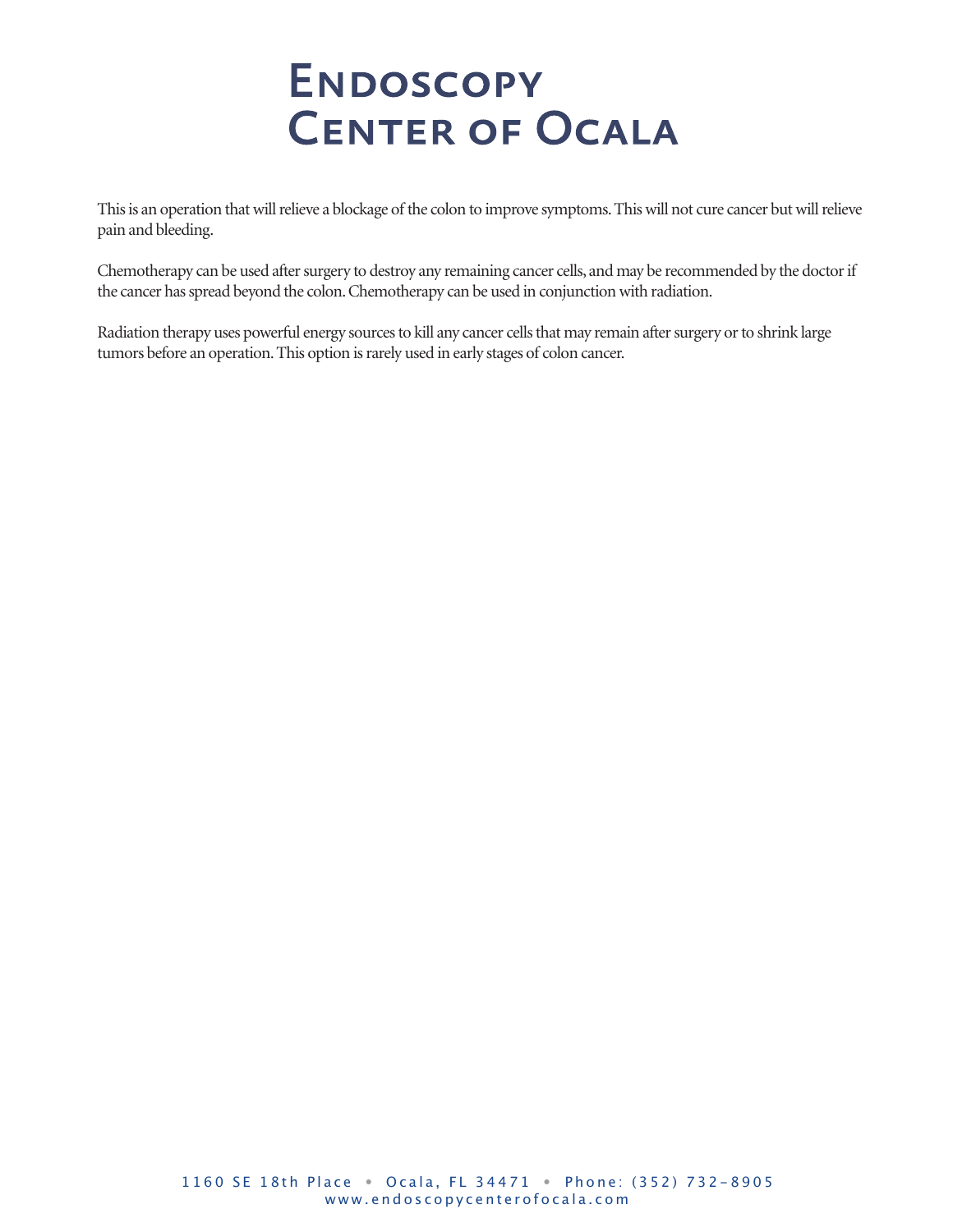# Endoscopy Center of Ocala

This is an operation that will relieve a blockage of the colon to improve symptoms. This will not cure cancer but will relieve pain and bleeding.

Chemotherapy can be used after surgery to destroy any remaining cancer cells, and may be recommended by the doctor if the cancer has spread beyond the colon. Chemotherapy can be used in conjunction with radiation.

Radiation therapy uses powerful energy sources to kill any cancer cells that may remain after surgery or to shrink large tumors before an operation. This option is rarely used in early stages of colon cancer.

1160 SE 18th Place • Ocala, FL 34471 • Phone: (352) 732-8905
www.endoscopycenterofocala.com